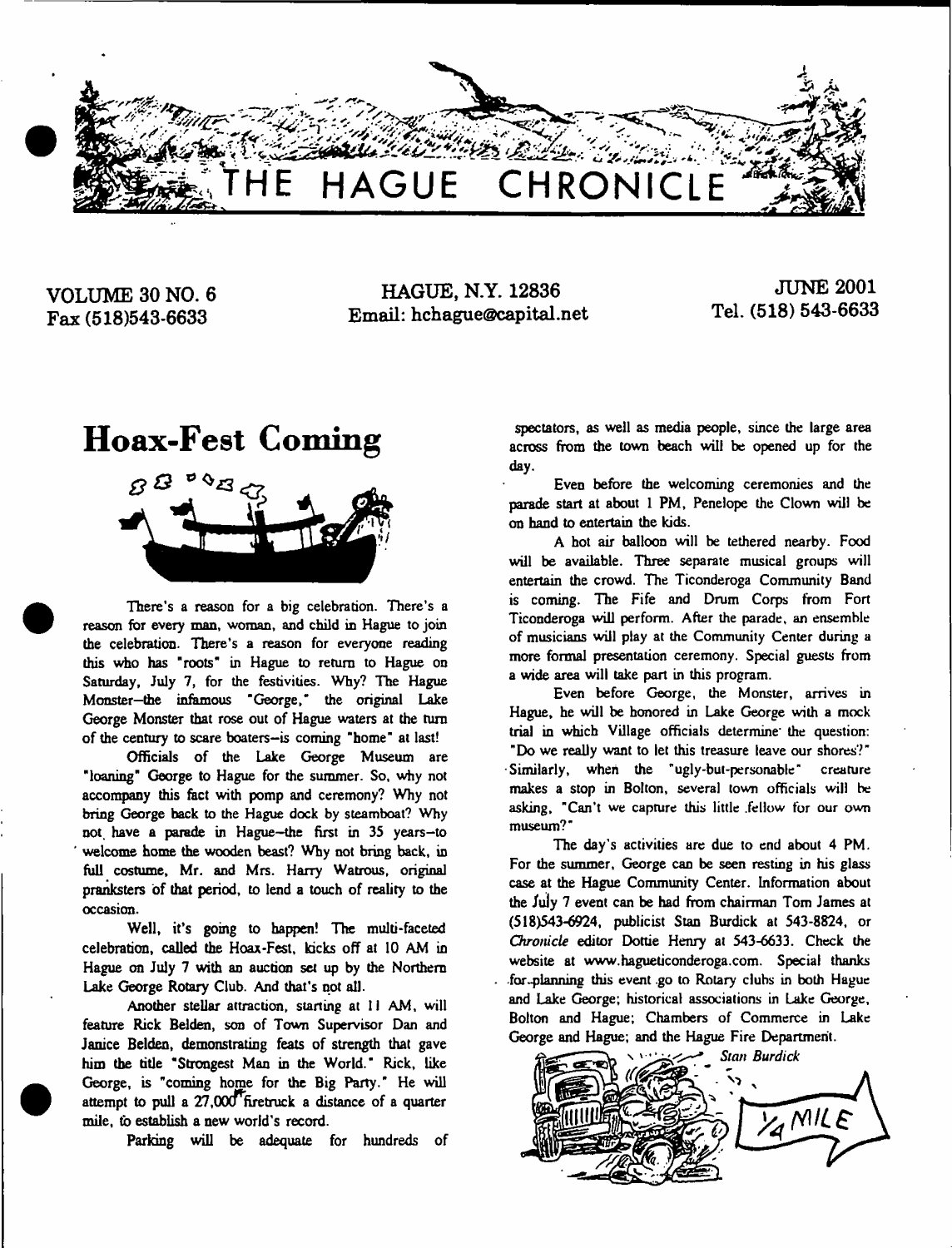# THE HAGUE CHRONICLE

VOLUME 30 NO. 6
Fax (518)543-6633

HAGUE, N.Y. 12836
Email: hchague@capital.net

JUNE 2001
Tel. (518) 543-6633

# Hoax-Fest Coming

There's a reason for a big celebration. There's a reason for every man, woman, and child in Hague to join the celebration. There's a reason for everyone reading this who has "roots" in Hague to return to Hague on Saturday, July 7, for the festivities. Why? The Hague Monster—the infamous "George," the original Lake George Monster that rose out of Hague waters at the turn of the century to scare boaters—is coming "home" at last!

Officials of the Lake George Museum are "loaning" George to Hague for the summer. So, why not accompany this fact with pomp and ceremony? Why not bring George back to the Hague dock by steamboat? Why not have a parade in Hague—the first in 35 years—to welcome home the wooden beast? Why not bring back, in full costume, Mr. and Mrs. Harry Watrous, original pranksters of that period, to lend a touch of reality to the occasion.

Well, it's going to happen! The multi-faceted celebration, called the Hoax-Fest, kicks off at 10 AM in Hague on July 7 with an auction set up by the Northern Lake George Rotary Club. And that's not all.

Another stellar attraction, starting at 11 AM, will feature Rick Belden, son of Town Supervisor Dan and Janice Belden, demonstrating feats of strength that gave him the title "Strongest Man in the World." Rick, like George, is "coming home for the Big Party." He will attempt to pull a 27,000# firetruck a distance of a quarter mile, to establish a new world's record.

Parking will be adequate for hundreds of spectators, as well as media people, since the large area across from the town beach will be opened up for the day.

Even before the welcoming ceremonies and the parade start at about 1 PM, Penelope the Clown will be on hand to entertain the kids.

A hot air balloon will be tethered nearby. Food will be available. Three separate musical groups will entertain the crowd. The Ticonderoga Community Band is coming. The Fife and Drum Corps from Fort Ticonderoga will perform. After the parade, an ensemble of musicians will play at the Community Center during a more formal presentation ceremony. Special guests from a wide area will take part in this program.

Even before George, the Monster, arrives in Hague, he will be honored in Lake George with a mock trial in which Village officials determine the question: "Do we really want to let this treasure leave our shores?" Similarly, when the "ugly-but-personable" creature makes a stop in Bolton, several town officials will be asking, "Can't we capture this little fellow for our own museum?"

The day's activities are due to end about 4 PM. For the summer, George can be seen resting in his glass case at the Hague Community Center. Information about the July 7 event can be had from chairman Tom James at (518)543-6924, publicist Stan Burdick at 543-8824, or *Chronicle* editor Dottie Henry at 543-6633. Check the website at www.hagueticonderoga.com. Special thanks for planning this event go to Rotary clubs in both Hague and Lake George; historical associations in Lake George, Bolton and Hague; Chambers of Commerce in Lake George and Hague; and the Hague Fire Department.

*Stan Burdick*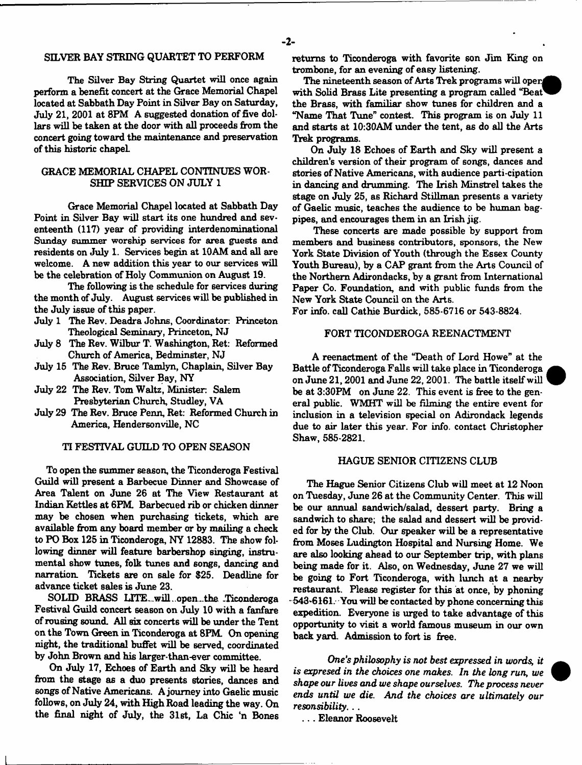## SILVER BAY STRING QUARTET TO PERFORM

The Silver Bay String Quartet will once again perform a benefit concert at the Grace Memorial Chapel located at Sabbath Day Point in Silver Bay on Saturday, July 21, 2001 at 8PM A suggested donation of five dollars will be taken at the door with all proceeds from the concert going toward the maintenance and preservation of this historic chapel.

## GRACE MEMORIAL CHAPEL CONTINUES WORSHIP SERVICES ON JULY 1

Grace Memorial Chapel located at Sabbath Day Point in Silver Bay will start its one hundred and seventeenth (117) year of providing interdenominational Sunday summer worship services for area guests and residents on July 1. Services begin at 10AM and all are welcome. A new addition this year to our services will be the celebration of Holy Communion on August 19.

The following is the schedule for services during the month of July. August services will be published in the July issue of this paper.

- July 1 The Rev. Deadra Johns, Coordinator: Princeton Theological Seminary, Princeton, NJ
- July 8 The Rev. Wilbur T. Washington, Ret: Reformed Church of America, Bedminster, NJ
- July 15 The Rev. Bruce Tamlyn, Chaplain, Silver Bay Association, Silver Bay, NY
- July 22 The Rev. Tom Waltz, Minister: Salem Presbyterian Church, Studley, VA
- July 29 The Rev. Bruce Penn, Ret: Reformed Church in America, Hendersonville, NC

## TI FESTIVAL GUILD TO OPEN SEASON

To open the summer season, the Ticonderoga Festival Guild will present a Barbecue Dinner and Showcase of Area Talent on June 26 at The View Restaurant at Indian Kettles at 6PM. Barbecued rib or chicken dinner may be chosen when purchasing tickets, which are available from any board member or by mailing a check to PO Box 125 in Ticonderoga, NY 12883. The show following dinner will feature barbershop singing, instrumental show tunes, folk tunes and songs, dancing and narration. Tickets are on sale for $25. Deadline for advance ticket sales is June 23.

SOLID BRASS LITE will open the Ticonderoga Festival Guild concert season on July 10 with a fanfare of rousing sound. All six concerts will be under the Tent on the Town Green in Ticonderoga at 8PM. On opening night, the traditional buffet will be served, coordinated by John Brown and his larger-than-ever committee.

On July 17, Echoes of Earth and Sky will be heard from the stage as a duo presents stories, dances and songs of Native Americans. A journey into Gaelic music follows, on July 24, with High Road leading the way. On the final night of July, the 31st, La Chic 'n Bones returns to Ticonderoga with favorite son Jim King on trombone, for an evening of easy listening.

The nineteenth season of Arts Trek programs will open with Solid Brass Lite presenting a program called "Beat the Brass, with familiar show tunes for children and a "Name That Tune" contest. This program is on July 11 and starts at 10:30AM under the tent, as do all the Arts Trek programs.

On July 18 Echoes of Earth and Sky will present a children's version of their program of songs, dances and stories of Native Americans, with audience parti-cipation in dancing and drumming. The Irish Minstrel takes the stage on July 25, as Richard Stillman presents a variety of Gaelic music, teaches the audience to be human bagpipes, and encourages them in an Irish jig.

These concerts are made possible by support from members and business contributors, sponsors, the New York State Division of Youth (through the Essex County Youth Bureau), by a CAP grant from the Arts Council of the Northern Adirondacks, by a grant from International Paper Co. Foundation, and with public funds from the New York State Council on the Arts.

For info. call Cathie Burdick, 585-6716 or 543-8824.

## FORT TICONDEROGA REENACTMENT

A reenactment of the "Death of Lord Howe" at the Battle of Ticonderoga Falls will take place in Ticonderoga on June 21, 2001 and June 22, 2001. The battle itself will be at 3:30PM on June 22. This event is free to the general public. WMHT will be filming the entire event for inclusion in a television special on Adirondack legends due to air later this year. For info. contact Christopher Shaw, 585-2821.

## HAGUE SENIOR CITIZENS CLUB

The Hague Senior Citizens Club will meet at 12 Noon on Tuesday, June 26 at the Community Center. This will be our annual sandwich/salad, dessert party. Bring a sandwich to share; the salad and dessert will be provided for by the Club. Our speaker will be a representative from Moses Ludington Hospital and Nursing Home. We are also looking ahead to our September trip, with plans being made for it. Also, on Wednesday, June 27 we will be going to Fort Ticonderoga, with lunch at a nearby restaurant. Please register for this at once, by phoning 543-6161. You will be contacted by phone concerning this expedition. Everyone is urged to take advantage of this opportunity to visit a world famous museum in our own back yard. Admission to fort is free.

*One's philosophy is not best expressed in words, it is expresed in the choices one makes. In the long run, we shape our lives and we shape ourselves. The process never ends until we die. And the choices are ultimately our resonsibility. . .*

. . . Eleanor Roosevelt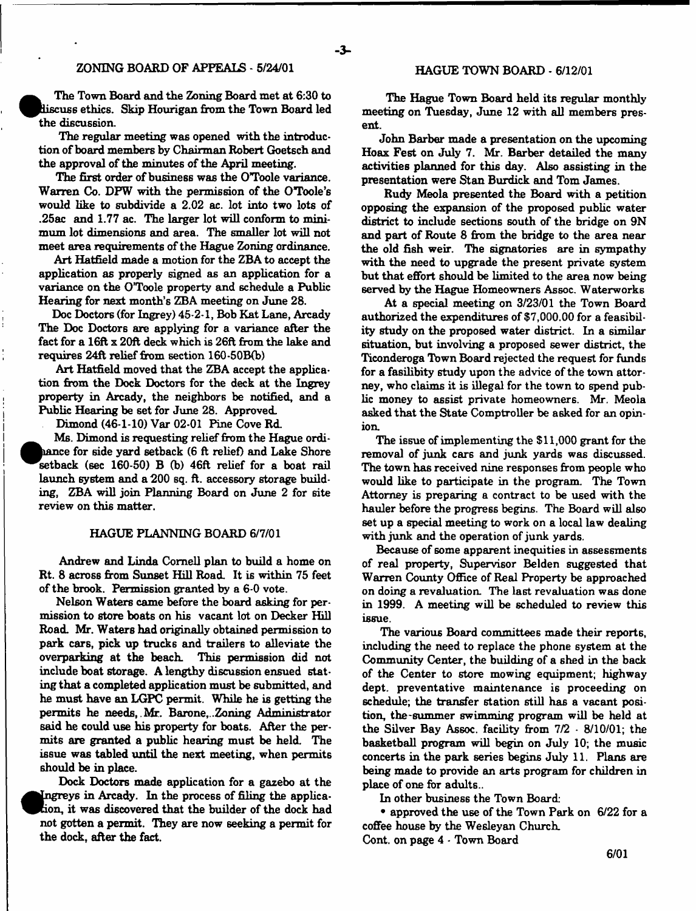## ZONING BOARD OF APPEALS - 5/24/01

The Town Board and the Zoning Board met at 6:30 to discuss ethics. Skip Hourigan from the Town Board led the discussion.

The regular meeting was opened with the introduction of board members by Chairman Robert Goetsch and the approval of the minutes of the April meeting.

The first order of business was the O'Toole variance. Warren Co. DPW with the permission of the O'Toole's would like to subdivide a 2.02 ac. lot into two lots of .25ac and 1.77 ac. The larger lot will conform to minimum lot dimensions and area. The smaller lot will not meet area requirements of the Hague Zoning ordinance.

Art Hatfield made a motion for the ZBA to accept the application as properly signed as an application for a variance on the O'Toole property and schedule a Public Hearing for next month's ZBA meeting on June 28.

Doc Doctors (for Ingrey) 45-2-1, Bob Kat Lane, Arcady The Doc Doctors are applying for a variance after the fact for a 16ft x 20ft deck which is 26ft from the lake and requires 24ft relief from section 160-50B(b)

Art Hatfield moved that the ZBA accept the application from the Dock Doctors for the deck at the Ingrey property in Arcady, the neighbors be notified, and a Public Hearing be set for June 28. Approved.

Dimond (46-1-10) Var 02-01 Pine Cove Rd.

Ms. Dimond is requesting relief from the Hague ordinance for side yard setback (6 ft relief) and Lake Shore setback (sec 160-50) B (b) 46ft relief for a boat rail launch system and a 200 sq. ft. accessory storage building, ZBA will join Planning Board on June 2 for site review on this matter.

## HAGUE PLANNING BOARD 6/7/01

Andrew and Linda Cornell plan to build a home on Rt. 8 across from Sunset Hill Road. It is within 75 feet of the brook. Permission granted by a 6-0 vote.

Nelson Waters came before the board asking for permission to store boats on his vacant lot on Decker Hill Road. Mr. Waters had originally obtained permission to park cars, pick up trucks and trailers to alleviate the overparking at the beach. This permission did not include boat storage. A lengthy discussion ensued stating that a completed application must be submitted, and he must have an LGPC permit. While he is getting the permits he needs, Mr. Barone, Zoning Administrator said he could use his property for boats. After the permits are granted a public hearing must be held. The issue was tabled until the next meeting, when permits should be in place.

Dock Doctors made application for a gazebo at the Ingreys in Arcady. In the process of filing the application, it was discovered that the builder of the dock had not gotten a permit. They are now seeking a permit for the dock, after the fact.

## HAGUE TOWN BOARD - 6/12/01

The Hague Town Board held its regular monthly meeting on Tuesday, June 12 with all members present.

John Barber made a presentation on the upcoming Hoax Fest on July 7. Mr. Barber detailed the many activities planned for this day. Also assisting in the presentation were Stan Burdick and Tom James.

Rudy Meola presented the Board with a petition opposing the expansion of the proposed public water district to include sections south of the bridge on 9N and part of Route 8 from the bridge to the area near the old fish weir. The signatories are in sympathy with the need to upgrade the present private system but that effort should be limited to the area now being served by the Hague Homeowners Assoc. Waterworks

At a special meeting on 3/23/01 the Town Board authorized the expenditures of $7,000.00 for a feasibility study on the proposed water district. In a similar situation, but involving a proposed sewer district, the Ticonderoga Town Board rejected the request for funds for a fasilibity study upon the advice of the town attorney, who claims it is illegal for the town to spend public money to assist private homeowners. Mr. Meola asked that the State Comptroller be asked for an opinion.

The issue of implementing the $11,000 grant for the removal of junk cars and junk yards was discussed. The town has received nine responses from people who would like to participate in the program. The Town Attorney is preparing a contract to be used with the hauler before the progress begins. The Board will also set up a special meeting to work on a local law dealing with junk and the operation of junk yards.

Because of some apparent inequities in assessments of real property, Supervisor Belden suggested that Warren County Office of Real Property be approached on doing a revaluation. The last revaluation was done in 1999. A meeting will be scheduled to review this issue.

The various Board committees made their reports, including the need to replace the phone system at the Community Center, the building of a shed in the back of the Center to store mowing equipment; highway dept. preventative maintenance is proceeding on schedule; the transfer station still has a vacant position, the summer swimming program will be held at the Silver Bay Assoc. facility from 7/2 - 8/10/01; the basketball program will begin on July 10; the music concerts in the park series begins July 11. Plans are being made to provide an arts program for children in place of one for adults..

In other business the Town Board:

• approved the use of the Town Park on 6/22 for a coffee house by the Wesleyan Church.

Cont. on page 4 - Town Board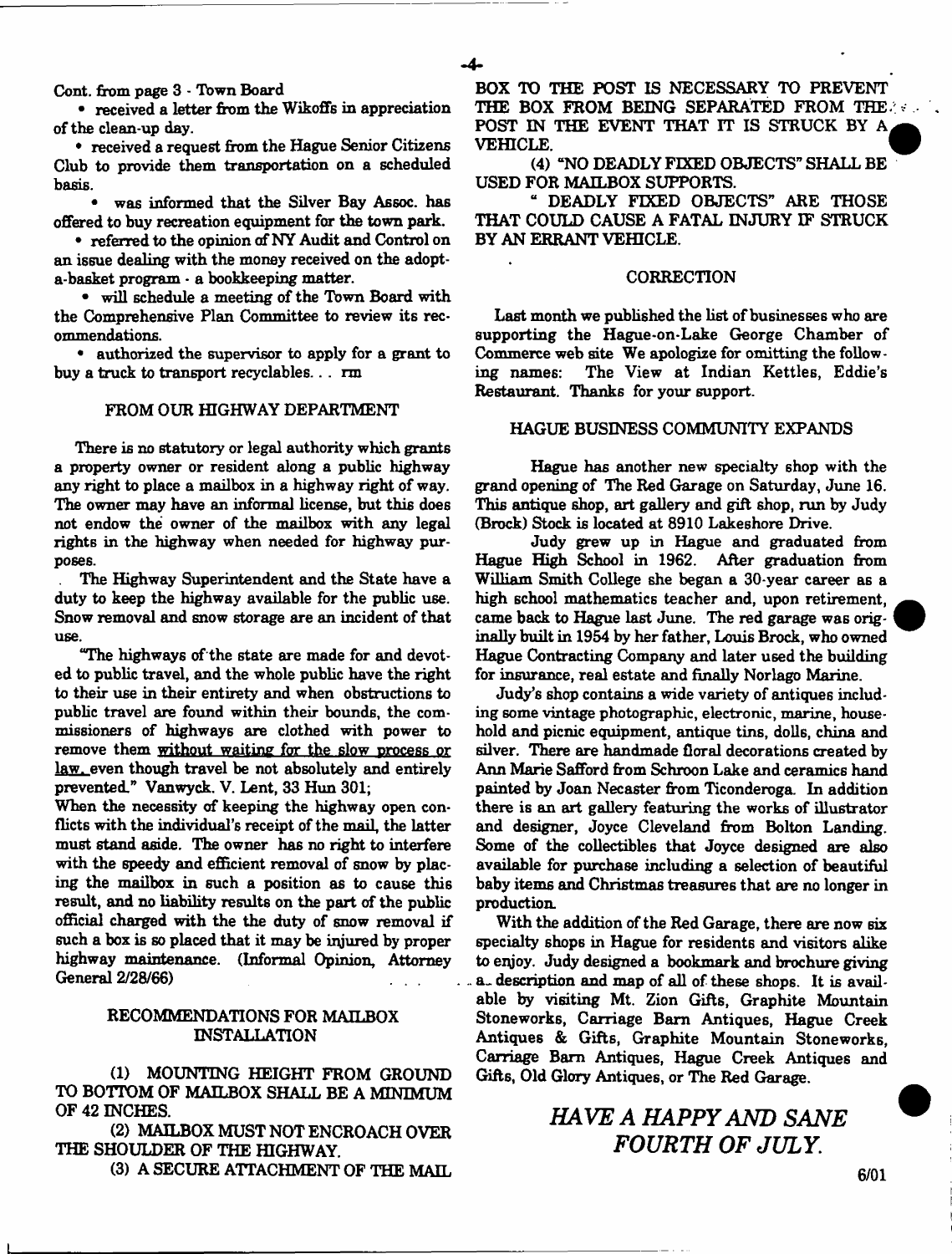Cont. from page 3 - Town Board

- received a letter from the Wikoffs in appreciation of the clean-up day.
- received a request from the Hague Senior Citizens Club to provide them transportation on a scheduled basis.
- was informed that the Silver Bay Assoc. has offered to buy recreation equipment for the town park.
- referred to the opinion of NY Audit and Control on an issue dealing with the money received on the adopt-a-basket program - a bookkeeping matter.
- will schedule a meeting of the Town Board with the Comprehensive Plan Committee to review its recommendations.
- authorized the supervisor to apply for a grant to buy a truck to transport recyclables... rm

## FROM OUR HIGHWAY DEPARTMENT

There is no statutory or legal authority which grants a property owner or resident along a public highway any right to place a mailbox in a highway right of way. The owner may have an informal license, but this does not endow the owner of the mailbox with any legal rights in the highway when needed for highway purposes.

The Highway Superintendent and the State have a duty to keep the highway available for the public use. Snow removal and snow storage are an incident of that use.

"The highways of the state are made for and devoted to public travel, and the whole public have the right to their use in their entirety and when obstructions to public travel are found within their bounds, the commissioners of highways are clothed with power to remove them without waiting for the slow process or law, even though travel be not absolutely and entirely prevented." Vanwyck. V. Lent, 33 Hun 301;

When the necessity of keeping the highway open conflicts with the individual's receipt of the mail, the latter must stand aside. The owner has no right to interfere with the speedy and efficient removal of snow by placing the mailbox in such a position as to cause this result, and no liability results on the part of the public official charged with the the duty of snow removal if such a box is so placed that it may be injured by proper highway maintenance. (Informal Opinion, Attorney General 2/28/66)

## RECOMMENDATIONS FOR MAILBOX INSTALLATION

(1) MOUNTING HEIGHT FROM GROUND TO BOTTOM OF MAILBOX SHALL BE A MINIMUM OF 42 INCHES.

(2) MAILBOX MUST NOT ENCROACH OVER THE SHOULDER OF THE HIGHWAY.

(3) A SECURE ATTACHMENT OF THE MAIL BOX TO THE POST IS NECESSARY TO PREVENT THE BOX FROM BEING SEPARATED FROM THE POST IN THE EVENT THAT IT IS STRUCK BY A VEHICLE.

(4) "NO DEADLY FIXED OBJECTS" SHALL BE USED FOR MAILBOX SUPPORTS.

" DEADLY FIXED OBJECTS" ARE THOSE THAT COULD CAUSE A FATAL INJURY IF STRUCK BY AN ERRANT VEHICLE.

## CORRECTION

Last month we published the list of businesses who are supporting the Hague-on-Lake George Chamber of Commerce web site We apologize for omitting the following names: The View at Indian Kettles, Eddie's Restaurant. Thanks for your support.

## HAGUE BUSINESS COMMUNITY EXPANDS

Hague has another new specialty shop with the grand opening of The Red Garage on Saturday, June 16. This antique shop, art gallery and gift shop, run by Judy (Brock) Stock is located at 8910 Lakeshore Drive.

Judy grew up in Hague and graduated from Hague High School in 1962. After graduation from William Smith College she began a 30-year career as a high school mathematics teacher and, upon retirement, came back to Hague last June. The red garage was originally built in 1954 by her father, Louis Brock, who owned Hague Contracting Company and later used the building for insurance, real estate and finally Norlago Marine.

Judy's shop contains a wide variety of antiques including some vintage photographic, electronic, marine, household and picnic equipment, antique tins, dolls, china and silver. There are handmade floral decorations created by Ann Marie Safford from Schroon Lake and ceramics hand painted by Joan Necaster from Ticonderoga. In addition there is an art gallery featuring the works of illustrator and designer, Joyce Cleveland from Bolton Landing. Some of the collectibles that Joyce designed are also available for purchase including a selection of beautiful baby items and Christmas treasures that are no longer in production.

With the addition of the Red Garage, there are now six specialty shops in Hague for residents and visitors alike to enjoy. Judy designed a bookmark and brochure giving a description and map of all of these shops. It is available by visiting Mt. Zion Gifts, Graphite Mountain Stoneworks, Carriage Barn Antiques, Hague Creek Antiques & Gifts, Graphite Mountain Stoneworks, Carriage Barn Antiques, Hague Creek Antiques and Gifts, Old Glory Antiques, or The Red Garage.

*HAVE A HAPPY AND SANE FOURTH OF JULY.*

6/01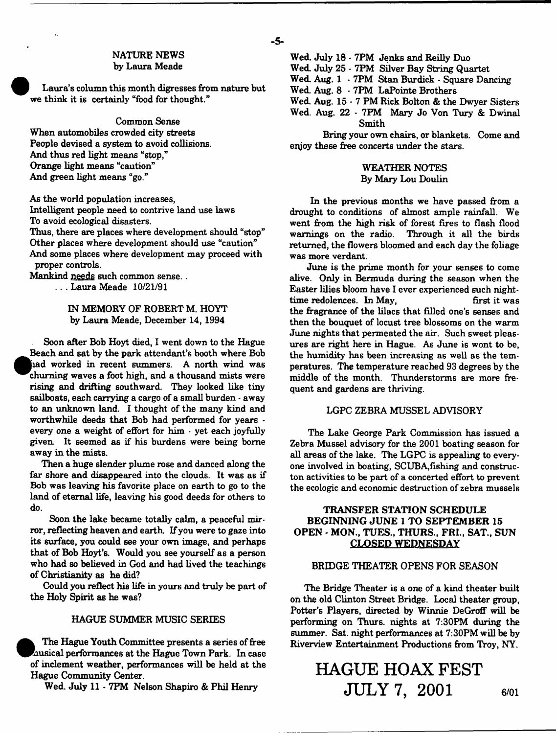## NATURE NEWS
### by Laura Meade

Laura's column this month digresses from nature but we think it is certainly "food for thought."

Common Sense

When automobiles crowded city streets
People devised a system to avoid collisions.
And thus red light means "stop,"
Orange light means "caution"
And green light means "go."

As the world population increases,
Intelligent people need to contrive land use laws
To avoid ecological disasters.
Thus, there are places where development should "stop"
Other places where development should use "caution"
And some places where development may proceed with proper controls.
Mankind needs such common sense. .

. . . Laura Meade 10/21/91

## IN MEMORY OF ROBERT M. HOYT
### by Laura Meade, December 14, 1994

Soon after Bob Hoyt died, I went down to the Hague Beach and sat by the park attendant's booth where Bob had worked in recent summers. A north wind was churning waves a foot high, and a thousand mists were rising and drifting southward. They looked like tiny sailboats, each carrying a cargo of a small burden - away to an unknown land. I thought of the many kind and worthwhile deeds that Bob had performed for years - every one a weight of effort for him - yet each joyfully given. It seemed as if his burdens were being borne away in the mists.

Then a huge slender plume rose and danced along the far shore and disappeared into the clouds. It was as if Bob was leaving his favorite place on earth to go to the land of eternal life, leaving his good deeds for others to do.

Soon the lake became totally calm, a peaceful mirror, reflecting heaven and earth. If you were to gaze into its surface, you could see your own image, and perhaps that of Bob Hoyt's. Would you see yourself as a person who had so believed in God and had lived the teachings of Christianity as he did?

Could you reflect his life in yours and truly be part of the Holy Spirit as he was?

## HAGUE SUMMER MUSIC SERIES

The Hague Youth Committee presents a series of free musical performances at the Hague Town Park. In case of inclement weather, performances will be held at the Hague Community Center.

Wed. July 11 - 7PM Nelson Shapiro & Phil Henry
Wed. July 18 - 7PM Jenks and Reilly Duo
Wed. July 25 - 7PM Silver Bay String Quartet
Wed. Aug. 1 - 7PM Stan Burdick - Square Dancing
Wed. Aug. 8 - 7PM LaPointe Brothers
Wed. Aug. 15 - 7 PM Rick Bolton & the Dwyer Sisters
Wed. Aug. 22 - 7PM Mary Jo Von Tury & Dwinal Smith

Bring your own chairs, or blankets. Come and enjoy these free concerts under the stars.

## WEATHER NOTES
### By Mary Lou Doulin

In the previous months we have passed from a drought to conditions of almost ample rainfall. We went from the high risk of forest fires to flash flood warnings on the radio. Through it all the birds returned, the flowers bloomed and each day the foliage was more verdant.

June is the prime month for your senses to come alive. Only in Bermuda during the season when the Easter lilies bloom have I ever experienced such nighttime redolences. In May, first it was the fragrance of the lilacs that filled one's senses and then the bouquet of locust tree blossoms on the warm June nights that permeated the air. Such sweet pleasures are right here in Hague. As June is wont to be, the humidity has been increasing as well as the temperatures. The temperature reached 93 degrees by the middle of the month. Thunderstorms are more frequent and gardens are thriving.

## LGPC ZEBRA MUSSEL ADVISORY

The Lake George Park Commission has issued a Zebra Mussel advisory for the 2001 boating season for all areas of the lake. The LGPC is appealing to everyone involved in boating, SCUBA,fishing and constructon activities to be part of a concerted effort to prevent the ecologic and economic destruction of zebra mussels

## TRANSFER STATION SCHEDULE BEGINNING JUNE 1 TO SEPTEMBER 15
## OPEN - MON., TUES., THURS., FRI., SAT., SUN
## CLOSED WEDNESDAY

## BRIDGE THEATER OPENS FOR SEASON

The Bridge Theater is a one of a kind theater built on the old Clinton Street Bridge. Local theater group, Potter's Players, directed by Winnie DeGroff will be performing on Thurs. nights at 7:30PM during the summer. Sat. night performances at 7:30PM will be by Riverview Entertainment Productions from Troy, NY.

# HAGUE HOAX FEST JULY 7, 2001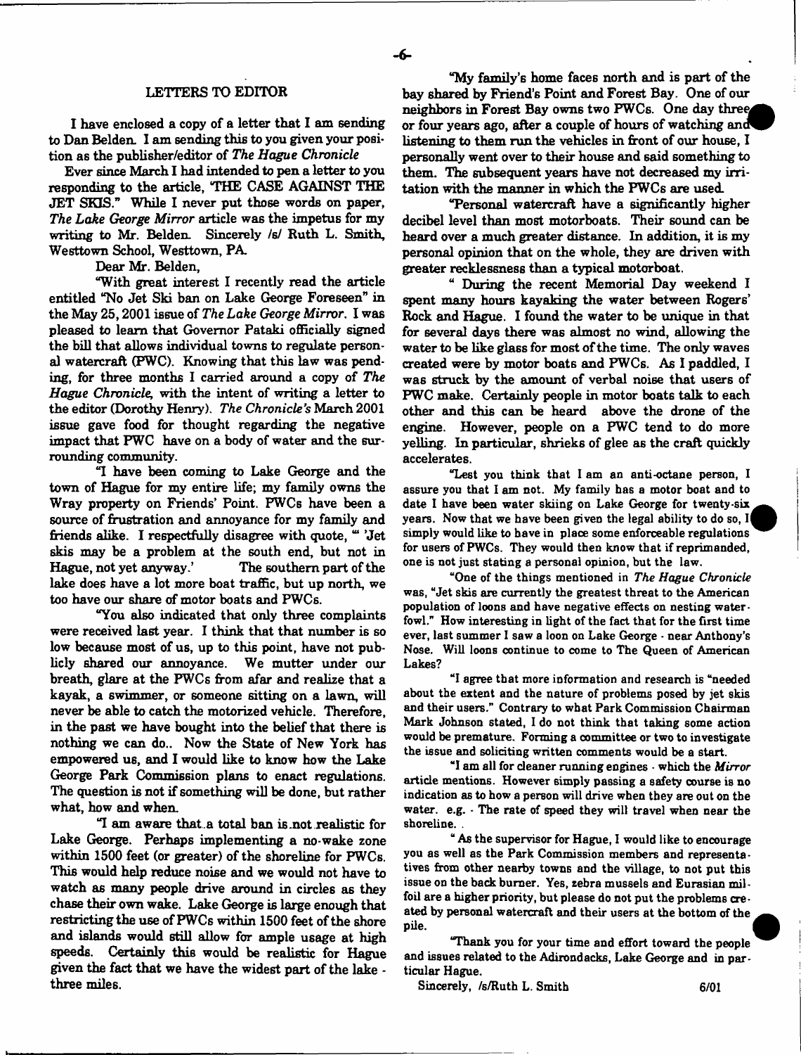## LETTERS TO EDITOR

I have enclosed a copy of a letter that I am sending to Dan Belden. I am sending this to you given your position as the publisher/editor of *The Hague Chronicle*

Ever since March I had intended to pen a letter to you responding to the article, "THE CASE AGAINST THE JET SKIS." While I never put those words on paper, *The Lake George Mirror* article was the impetus for my writing to Mr. Belden. Sincerely /s/ Ruth L. Smith, Westtown School, Westtown, PA.

Dear Mr. Belden,

"With great interest I recently read the article entitled "No Jet Ski ban on Lake George Foreseen" in the May 25, 2001 issue of *The Lake George Mirror*. I was pleased to learn that Governor Pataki officially signed the bill that allows individual towns to regulate personal watercraft (PWC). Knowing that this law was pending, for three months I carried around a copy of *The Hague Chronicle*, with the intent of writing a letter to the editor (Dorothy Henry). *The Chronicle's* March 2001 issue gave food for thought regarding the negative impact that PWC have on a body of water and the surrounding community.

"I have been coming to Lake George and the town of Hague for my entire life; my family owns the Wray property on Friends' Point. PWCs have been a source of frustration and annoyance for my family and friends alike. I respectfully disagree with quote, "'Jet skis may be a problem at the south end, but not in Hague, not yet anyway.' The southern part of the lake does have a lot more boat traffic, but up north, we too have our share of motor boats and PWCs.

"You also indicated that only three complaints were received last year. I think that that number is so low because most of us, up to this point, have not publicly shared our annoyance. We mutter under our breath, glare at the PWCs from afar and realize that a kayak, a swimmer, or someone sitting on a lawn, will never be able to catch the motorized vehicle. Therefore, in the past we have bought into the belief that there is nothing we can do.. Now the State of New York has empowered us, and I would like to know how the Lake George Park Commission plans to enact regulations. The question is not if something will be done, but rather what, how and when.

"I am aware that a total ban is not realistic for Lake George. Perhaps implementing a no-wake zone within 1500 feet (or greater) of the shoreline for PWCs. This would help reduce noise and we would not have to watch as many people drive around in circles as they chase their own wake. Lake George is large enough that restricting the use of PWCs within 1500 feet of the shore and islands would still allow for ample usage at high speeds. Certainly this would be realistic for Hague given the fact that we have the widest part of the lake - three miles.

"My family's home faces north and is part of the bay shared by Friend's Point and Forest Bay. One of our neighbors in Forest Bay owns two PWCs. One day three or four years ago, after a couple of hours of watching and listening to them run the vehicles in front of our house, I personally went over to their house and said something to them. The subsequent years have not decreased my irritation with the manner in which the PWCs are used.

"Personal watercraft have a significantly higher decibel level than most motorboats. Their sound can be heard over a much greater distance. In addition, it is my personal opinion that on the whole, they are driven with greater recklessness than a typical motorboat.

" During the recent Memorial Day weekend I spent many hours kayaking the water between Rogers' Rock and Hague. I found the water to be unique in that for several days there was almost no wind, allowing the water to be like glass for most of the time. The only waves created were by motor boats and PWCs. As I paddled, I was struck by the amount of verbal noise that users of PWC make. Certainly people in motor boats talk to each other and this can be heard above the drone of the engine. However, people on a PWC tend to do more yelling. In particular, shrieks of glee as the craft quickly accelerates.

"Lest you think that I am an anti-octane person, I assure you that I am not. My family has a motor boat and to date I have been water skiing on Lake George for twenty-six years. Now that we have been given the legal ability to do so, I simply would like to have in place some enforceable regulations for users of PWCs. They would then know that if reprimanded, one is not just stating a personal opinion, but the law.

"One of the things mentioned in *The Hague Chronicle* was, "Jet skis are currently the greatest threat to the American population of loons and have negative effects on nesting waterfowl." How interesting in light of the fact that for the first time ever, last summer I saw a loon on Lake George - near Anthony's Nose. Will loons continue to come to The Queen of American Lakes?

"I agree that more information and research is "needed about the extent and the nature of problems posed by jet skis and their users." Contrary to what Park Commission Chairman Mark Johnson stated, I do not think that taking some action would be premature. Forming a committee or two to investigate the issue and soliciting written comments would be a start.

"I am all for cleaner running engines - which the *Mirror* article mentions. However simply passing a safety course is no indication as to how a person will drive when they are out on the water. e.g. - The rate of speed they will travel when near the shoreline.

" As the supervisor for Hague, I would like to encourage you as well as the Park Commission members and representatives from other nearby towns and the village, to not put this issue on the back burner. Yes, zebra mussels and Eurasian milfoil are a higher priority, but please do not put the problems created by personal watercraft and their users at the bottom of the pile.

"Thank you for your time and effort toward the people and issues related to the Adirondacks, Lake George and in particular Hague.

Sincerely, /s/Ruth L. Smith 6/01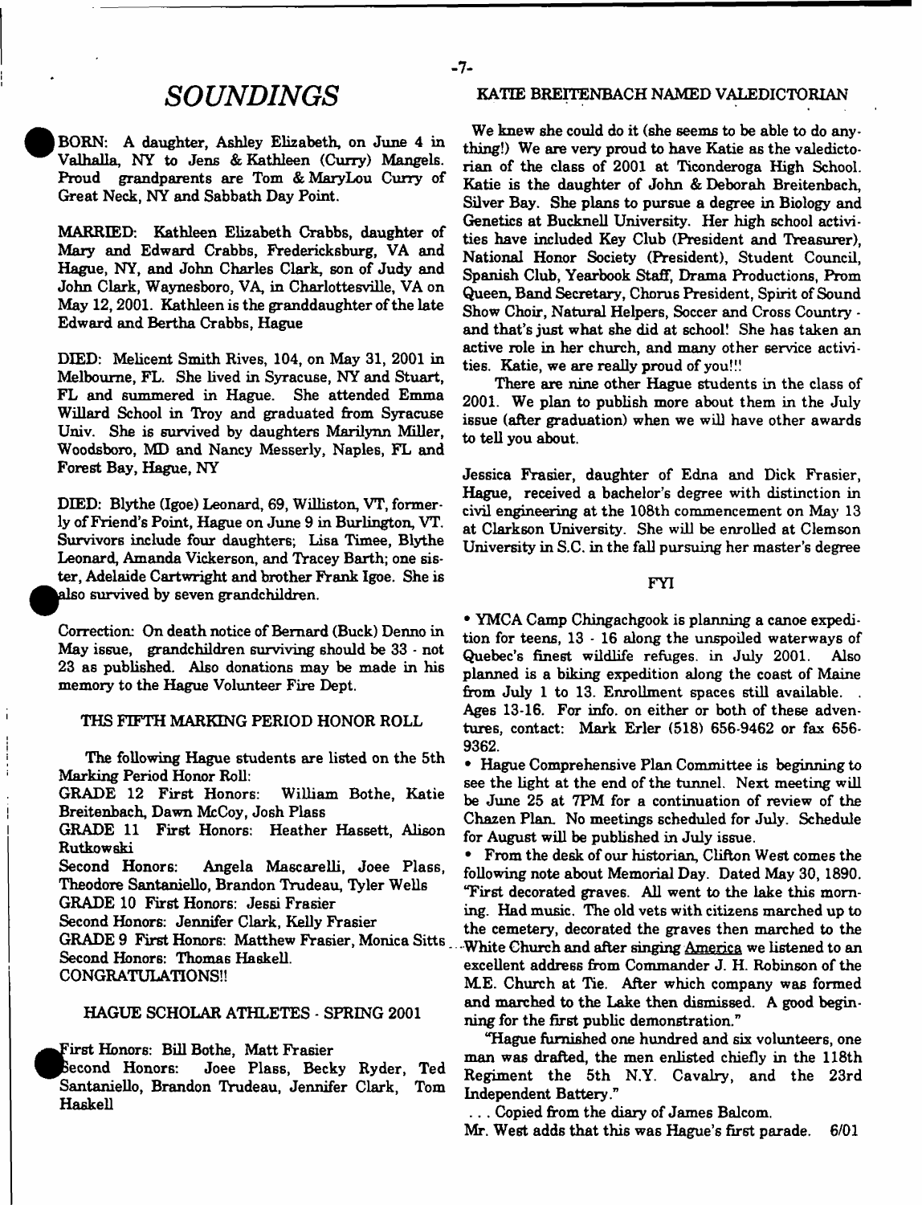# *SOUNDINGS*

BORN: A daughter, Ashley Elizabeth, on June 4 in Valhalla, NY to Jens & Kathleen (Curry) Mangels. Proud grandparents are Tom & MaryLou Curry of Great Neck, NY and Sabbath Day Point.

MARRIED: Kathleen Elizabeth Crabbs, daughter of Mary and Edward Crabbs, Fredericksburg, VA and Hague, NY, and John Charles Clark, son of Judy and John Clark, Waynesboro, VA, in Charlottesville, VA on May 12, 2001. Kathleen is the granddaughter of the late Edward and Bertha Crabbs, Hague

DIED: Melicent Smith Rives, 104, on May 31, 2001 in Melbourne, FL. She lived in Syracuse, NY and Stuart, FL and summered in Hague. She attended Emma Willard School in Troy and graduated from Syracuse Univ. She is survived by daughters Marilynn Miller, Woodsboro, MD and Nancy Messerly, Naples, FL and Forest Bay, Hague, NY

DIED: Blythe (Igoe) Leonard, 69, Williston, VT, formerly of Friend's Point, Hague on June 9 in Burlington, VT. Survivors include four daughters; Lisa Timee, Blythe Leonard, Amanda Vickerson, and Tracey Barth; one sister, Adelaide Cartwright and brother Frank Igoe. She is also survived by seven grandchildren.

Correction: On death notice of Bernard (Buck) Denno in May issue, grandchildren surviving should be 33 - not 23 as published. Also donations may be made in his memory to the Hague Volunteer Fire Dept.

## THS FIFTH MARKING PERIOD HONOR ROLL

The following Hague students are listed on the 5th Marking Period Honor Roll:

GRADE 12 First Honors: William Bothe, Katie Breitenbach, Dawn McCoy, Josh Plass

GRADE 11 First Honors: Heather Hassett, Alison Rutkowski

Second Honors: Angela Mascarelli, Joee Plass, Theodore Santaniello, Brandon Trudeau, Tyler Wells

GRADE 10 First Honors: Jessi Frasier

Second Honors: Jennifer Clark, Kelly Frasier

GRADE 9 First Honors: Matthew Frasier, Monica Sitts

Second Honors: Thomas Haskell.

CONGRATULATIONS!!

## HAGUE SCHOLAR ATHLETES - SPRING 2001

First Honors: Bill Bothe, Matt Frasier

Second Honors: Joee Plass, Becky Ryder, Ted Santaniello, Brandon Trudeau, Jennifer Clark, Tom Haskell

## KATIE BREITENBACH NAMED VALEDICTORIAN

We knew she could do it (she seems to be able to do anything!) We are very proud to have Katie as the valedictorian of the class of 2001 at Ticonderoga High School. Katie is the daughter of John & Deborah Breitenbach, Silver Bay. She plans to pursue a degree in Biology and Genetics at Bucknell University. Her high school activities have included Key Club (President and Treasurer), National Honor Society (President), Student Council, Spanish Club, Yearbook Staff, Drama Productions, Prom Queen, Band Secretary, Chorus President, Spirit of Sound Show Choir, Natural Helpers, Soccer and Cross Country - and that's just what she did at school! She has taken an active role in her church, and many other service activities. Katie, we are really proud of you!!!

There are nine other Hague students in the class of 2001. We plan to publish more about them in the July issue (after graduation) when we will have other awards to tell you about.

Jessica Frasier, daughter of Edna and Dick Frasier, Hague, received a bachelor's degree with distinction in civil engineering at the 108th commencement on May 13 at Clarkson University. She will be enrolled at Clemson University in S.C. in the fall pursuing her master's degree

## FYI

- YMCA Camp Chingachgook is planning a canoe expedition for teens, 13 - 16 along the unspoiled waterways of Quebec's finest wildlife refuges. in July 2001. Also planned is a biking expedition along the coast of Maine from July 1 to 13. Enrollment spaces still available. . Ages 13-16. For info. on either or both of these adventures, contact: Mark Erler (518) 656-9462 or fax 656-9362.
- Hague Comprehensive Plan Committee is beginning to see the light at the end of the tunnel. Next meeting will be June 25 at 7PM for a continuation of review of the Chazen Plan. No meetings scheduled for July. Schedule for August will be published in July issue.
- From the desk of our historian, Clifton West comes the following note about Memorial Day. Dated May 30, 1890. "First decorated graves. All went to the lake this morning. Had music. The old vets with citizens marched up to the cemetery, decorated the graves then marched to the White Church and after singing America we listened to an excellent address from Commander J. H. Robinson of the M.E. Church at Tie. After which company was formed and marched to the Lake then dismissed. A good beginning for the first public demonstration."

"Hague furnished one hundred and six volunteers, one man was drafted, the men enlisted chiefly in the 118th Regiment the 5th N.Y. Cavalry, and the 23rd Independent Battery."

... Copied from the diary of James Balcom.

Mr. West adds that this was Hague's first parade. 6/01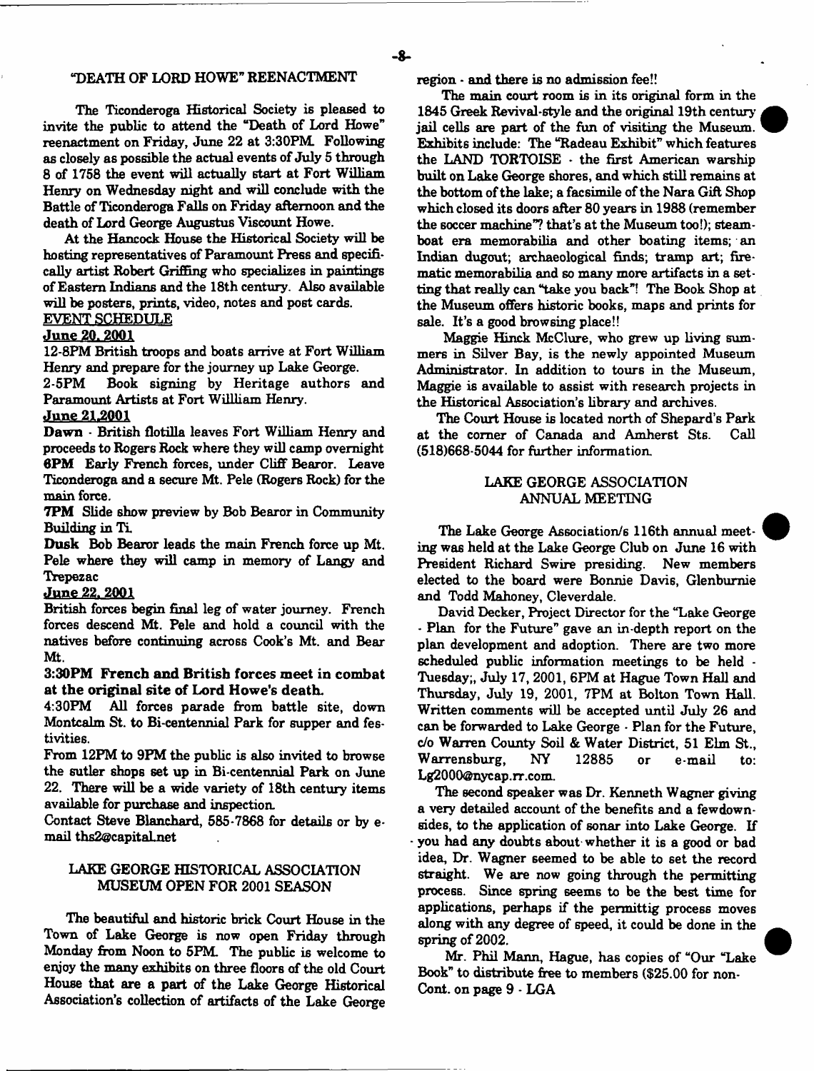## "DEATH OF LORD HOWE" REENACTMENT

The Ticonderoga Historical Society is pleased to invite the public to attend the "Death of Lord Howe" reenactment on Friday, June 22 at 3:30PM. Following as closely as possible the actual events of July 5 through 8 of 1758 the event will actually start at Fort William Henry on Wednesday night and will conclude with the Battle of Ticonderoga Falls on Friday afternoon and the death of Lord George Augustus Viscount Howe.

At the Hancock House the Historical Society will be hosting representatives of Paramount Press and specifically artist Robert Griffing who specializes in paintings of Eastern Indians and the 18th century. Also available will be posters, prints, video, notes and post cards.

EVENT SCHEDULE

**June 20, 2001**

12-8PM British troops and boats arrive at Fort William Henry and prepare for the journey up Lake George.

2-5PM Book signing by Heritage authors and Paramount Artists at Fort Willliam Henry.

**June 21,2001**

**Dawn** - British flotilla leaves Fort William Henry and proceeds to Rogers Rock where they will camp overnight

**6PM** Early French forces, under Cliff Bearor. Leave Ticonderoga and a secure Mt. Pele (Rogers Rock) for the main force.

**7PM** Slide show preview by Bob Bearor in Community Building in Ti.

**Dusk** Bob Bearor leads the main French force up Mt. Pele where they will camp in memory of Langy and Trepezac

**June 22, 2001**

British forces begin final leg of water journey. French forces descend Mt. Pele and hold a council with the natives before continuing across Cook's Mt. and Bear Mt.

**3:30PM French and British forces meet in combat at the original site of Lord Howe's death.**

4:30PM All forces parade from battle site, down Montcalm St. to Bi-centennial Park for supper and festivities.

From 12PM to 9PM the public is also invited to browse the sutler shops set up in Bi-centennial Park on June 22. There will be a wide variety of 18th century items available for purchase and inspection.

Contact Steve Blanchard, 585-7868 for details or by e-mail ths2@capital.net

## LAKE GEORGE HISTORICAL ASSOCIATION MUSEUM OPEN FOR 2001 SEASON

The beautiful and historic brick Court House in the Town of Lake George is now open Friday through Monday from Noon to 5PM. The public is welcome to enjoy the many exhibits on three floors of the old Court House that are a part of the Lake George Historical Association's collection of artifacts of the Lake George region - and there is no admission fee!!

The main court room is in its original form in the 1845 Greek Revival-style and the original 19th century jail cells are part of the fun of visiting the Museum. Exhibits include: The "Radeau Exhibit" which features the LAND TORTOISE - the first American warship built on Lake George shores, and which still remains at the bottom of the lake; a facsimile of the Nara Gift Shop which closed its doors after 80 years in 1988 (remember the soccer machine"? that's at the Museum too!); steamboat era memorabilia and other boating items; an Indian dugout; archaeological finds; tramp art; firematic memorabilia and so many more artifacts in a setting that really can "take you back"! The Book Shop at the Museum offers historic books, maps and prints for sale. It's a good browsing place!!

Maggie Hinck McClure, who grew up living summers in Silver Bay, is the newly appointed Museum Administrator. In addition to tours in the Museum, Maggie is available to assist with research projects in the Historical Association's library and archives.

The Court House is located north of Shepard's Park at the corner of Canada and Amherst Sts. Call (518)668-5044 for further information.

## LAKE GEORGE ASSOCIATION ANNUAL MEETING

The Lake George Association/s 116th annual meeting was held at the Lake George Club on June 16 with President Richard Swire presiding. New members elected to the board were Bonnie Davis, Glenburnie and Todd Mahoney, Cleverdale.

David Decker, Project Director for the "Lake George - Plan for the Future" gave an in-depth report on the plan development and adoption. There are two more scheduled public information meetings to be held - Tuesday;, July 17, 2001, 6PM at Hague Town Hall and Thursday, July 19, 2001, 7PM at Bolton Town Hall. Written comments will be accepted until July 26 and can be forwarded to Lake George - Plan for the Future, c/o Warren County Soil & Water District, 51 Elm St., Warrensburg, NY 12885 or e-mail to: Lg2000@nycap.rr.com.

The second speaker was Dr. Kenneth Wagner giving a very detailed account of the benefits and a fewdownsides, to the application of sonar into Lake George. If you had any doubts about whether it is a good or bad idea, Dr. Wagner seemed to be able to set the record straight. We are now going through the permitting process. Since spring seems to be the best time for applications, perhaps if the permittig process moves along with any degree of speed, it could be done in the spring of 2002.

Mr. Phil Mann, Hague, has copies of "Our "Lake Book" to distribute free to members ($25.00 for non-

Cont. on page 9 - LGA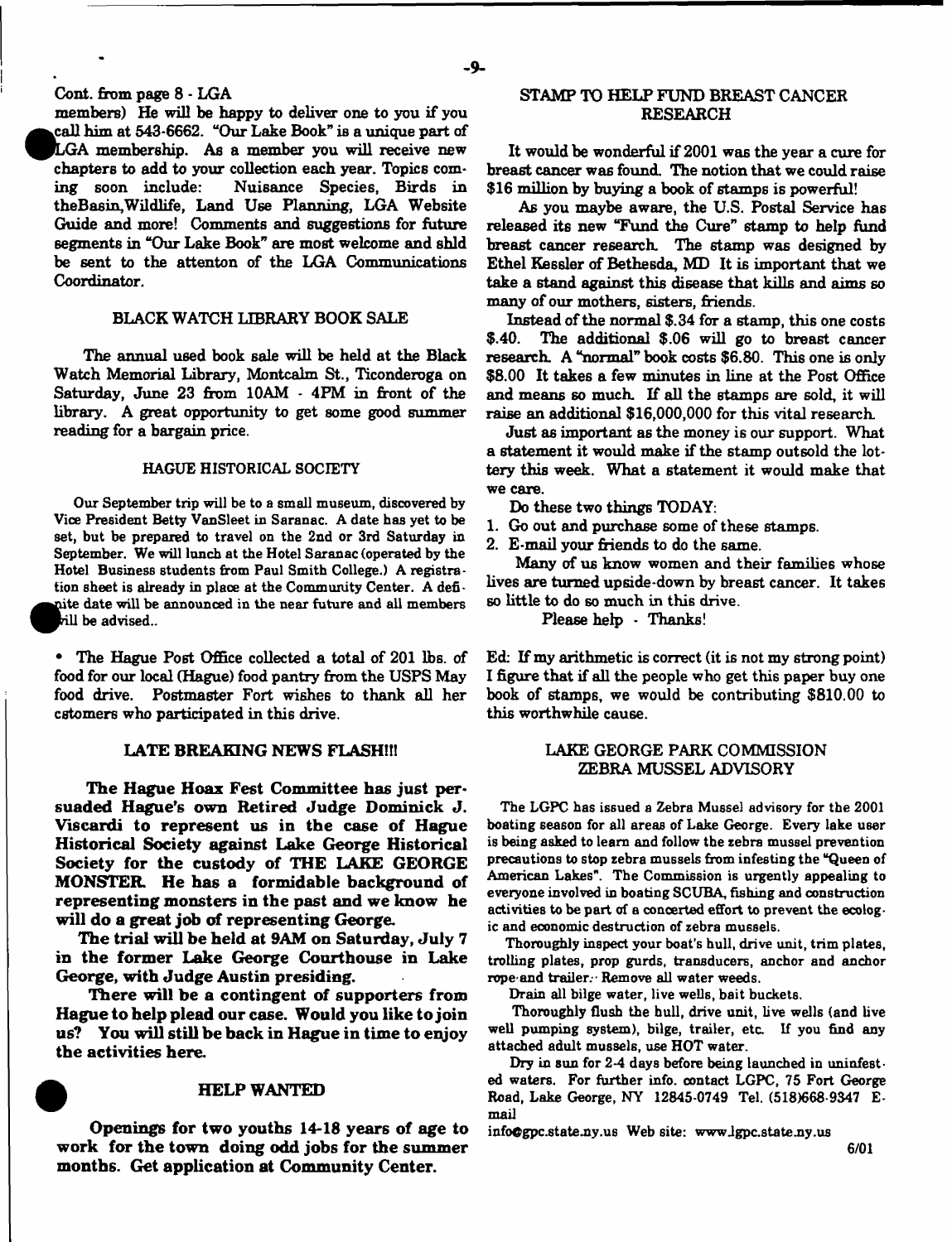Cont. from page 8 - LGA

members) He will be happy to deliver one to you if you call him at 543-6662. "Our Lake Book" is a unique part of LGA membership. As a member you will receive new chapters to add to your collection each year. Topics coming soon include: Nuisance Species, Birds in theBasin,Wildlife, Land Use Planning, LGA Website Guide and more! Comments and suggestions for future segments in "Our Lake Book" are most welcome and shld be sent to the attenton of the LGA Communications Coordinator.

## BLACK WATCH LIBRARY BOOK SALE

The annual used book sale will be held at the Black Watch Memorial Library, Montcalm St., Ticonderoga on Saturday, June 23 from 10AM - 4PM in front of the library. A great opportunity to get some good summer reading for a bargain price.

## HAGUE HISTORICAL SOCIETY

Our September trip will be to a small museum, discovered by Vice President Betty VanSleet in Saranac. A date has yet to be set, but be prepared to travel on the 2nd or 3rd Saturday in September. We will lunch at the Hotel Saranac (operated by the Hotel Business students from Paul Smith College.) A registration sheet is already in place at the Community Center. A definite date will be announced in the near future and all members will be advised..

• The Hague Post Office collected a total of 201 lbs. of food for our local (Hague) food pantry from the USPS May food drive. Postmaster Fort wishes to thank all her cstomers who participated in this drive.

## LATE BREAKING NEWS FLASH!!!

**The Hague Hoax Fest Committee has just persuaded Hague's own Retired Judge Dominick J. Viscardi to represent us in the case of Hague Historical Society against Lake George Historical Society for the custody of THE LAKE GEORGE MONSTER. He has a formidable background of representing monsters in the past and we know he will do a great job of representing George.**

**The trial will be held at 9AM on Saturday, July 7 in the former Lake George Courthouse in Lake George, with Judge Austin presiding.**

**There will be a contingent of supporters from Hague to help plead our case. Would you like to join us? You will still be back in Hague in time to enjoy the activities here.**

## HELP WANTED

**Openings for two youths 14-18 years of age to work for the town doing odd jobs for the summer months. Get application at Community Center.**

## STAMP TO HELP FUND BREAST CANCER RESEARCH

It would be wonderful if 2001 was the year a cure for breast cancer was found. The notion that we could raise $16 million by buying a book of stamps is powerful!

As you maybe aware, the U.S. Postal Service has released its new "Fund the Cure" stamp to help fund breast cancer research. The stamp was designed by Ethel Kessler of Bethesda, MD It is important that we take a stand against this disease that kills and aims so many of our mothers, sisters, friends.

Instead of the normal $.34 for a stamp, this one costs $.40. The additional $.06 will go to breast cancer research. A "normal" book costs $6.80. This one is only $8.00 It takes a few minutes in line at the Post Office and means so much. If all the stamps are sold, it will raise an additional $16,000,000 for this vital research.

Just as important as the money is our support. What a statement it would make if the stamp outsold the lottery this week. What a statement it would make that we care.

Do these two things TODAY:

1. Go out and purchase some of these stamps.
2. E-mail your friends to do the same.

Many of us know women and their families whose lives are turned upside-down by breast cancer. It takes so little to do so much in this drive.

Please help - Thanks!

Ed: If my arithmetic is correct (it is not my strong point) I figure that if all the people who get this paper buy one book of stamps, we would be contributing $810.00 to this worthwhile cause.

## LAKE GEORGE PARK COMMISSION ZEBRA MUSSEL ADVISORY

The LGPC has issued a Zebra Mussel advisory for the 2001 boating season for all areas of Lake George. Every lake user is being asked to learn and follow the zebra mussel prevention precautions to stop zebra mussels from infesting the "Queen of American Lakes". The Commission is urgently appealing to everyone involved in boating SCUBA, fishing and construction activities to be part of a concerted effort to prevent the ecologic and economic destruction of zebra mussels.

Thoroughly inspect your boat's hull, drive unit, trim plates, trolling plates, prop gurds, transducers, anchor and anchor rope and trailer. Remove all water weeds.

Drain all bilge water, live wells, bait buckets.

Thoroughly flush the hull, drive unit, live wells (and live well pumping system), bilge, trailer, etc. If you find any attached adult mussels, use HOT water.

Dry in sun for 2-4 days before being launched in uninfested waters. For further info. contact LGPC, 75 Fort George Road, Lake George, NY 12845-0749 Tel. (518)668-9347 E-mail info@gpc.state.ny.us Web site: www.lgpc.state.ny.us

6/01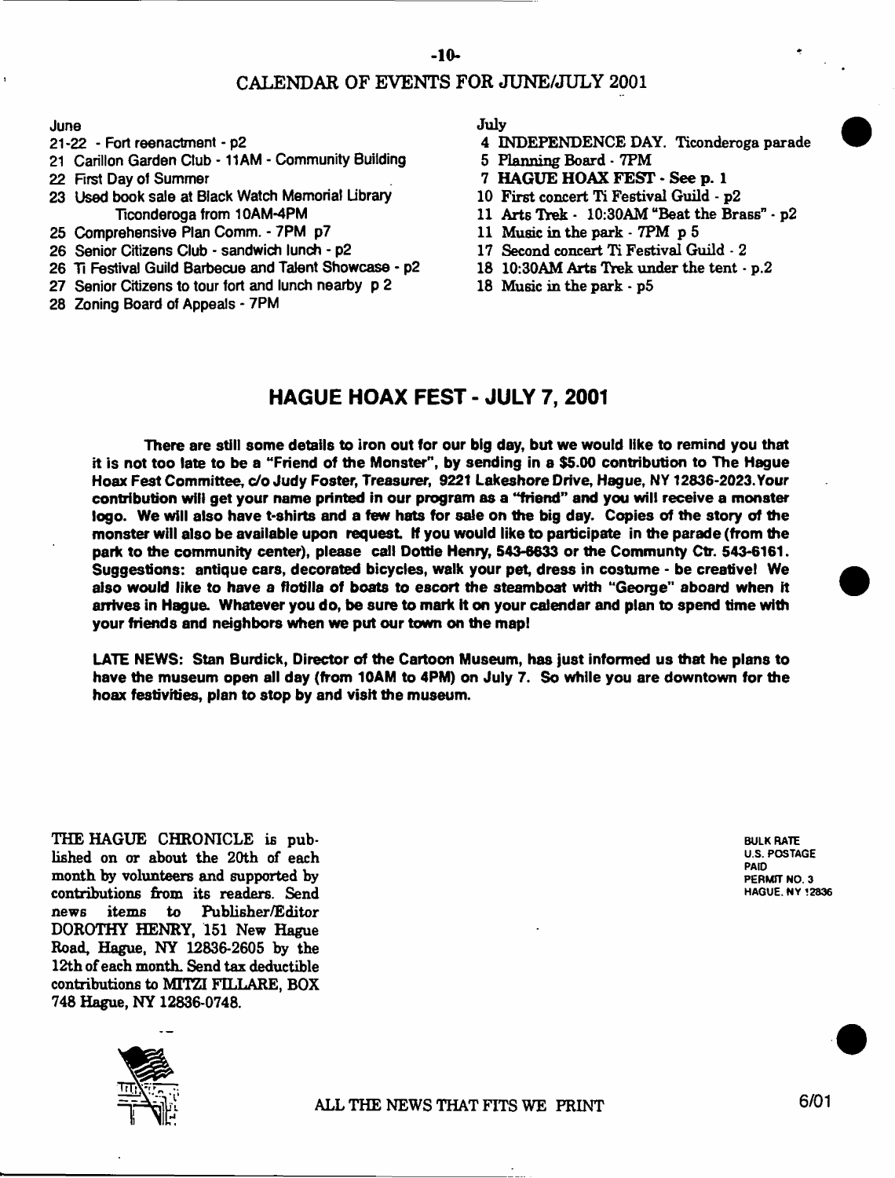## CALENDAR OF EVENTS FOR JUNE/JULY 2001

June

- 21-22 - Fort reenactment - p2
- 21 Carillon Garden Club - 11AM - Community Building
- 22 First Day of Summer
- 23 Used book sale at Black Watch Memorial Library Ticonderoga from 10AM-4PM
- 25 Comprehensive Plan Comm. - 7PM p7
- 26 Senior Citizens Club - sandwich lunch - p2
- 26 Ti Festival Guild Barbecue and Talent Showcase - p2
- 27 Senior Citizens to tour fort and lunch nearby p 2
- 28 Zoning Board of Appeals - 7PM

July

- 4 INDEPENDENCE DAY. Ticonderoga parade
- 5 Planning Board - 7PM
- 7 **HAGUE HOAX FEST - See p. 1**
- 10 First concert Ti Festival Guild - p2
- 11 Arts Trek - 10:30AM "Beat the Brass" - p2
- 11 Music in the park - 7PM p 5
- 17 Second concert Ti Festival Guild - 2
- 18 10:30AM Arts Trek under the tent - p.2
- 18 Music in the park - p5

## HAGUE HOAX FEST - JULY 7, 2001

**There are still some details to iron out for our big day, but we would like to remind you that it is not too late to be a "Friend of the Monster", by sending in a $5.00 contribution to The Hague Hoax Fest Committee, c/o Judy Foster, Treasurer, 9221 Lakeshore Drive, Hague, NY 12836-2023. Your contribution will get your name printed in our program as a "friend" and you will receive a monster logo. We will also have t-shirts and a few hats for sale on the big day. Copies of the story of the monster will also be available upon request. If you would like to participate in the parade (from the park to the community center), please call Dottie Henry, 543-6633 or the Communty Ctr. 543-6161. Suggestions: antique cars, decorated bicycles, walk your pet, dress in costume - be creative! We also would like to have a flotilla of boats to escort the steamboat with "George" aboard when it arrives in Hague. Whatever you do, be sure to mark it on your calendar and plan to spend time with your friends and neighbors when we put our town on the map!**

**LATE NEWS: Stan Burdick, Director of the Cartoon Museum, has just informed us that he plans to have the museum open all day (from 10AM to 4PM) on July 7. So while you are downtown for the hoax festivities, plan to stop by and visit the museum.**

THE HAGUE CHRONICLE is published on or about the 20th of each month by volunteers and supported by contributions from its readers. Send news items to Publisher/Editor DOROTHY HENRY, 151 New Hague Road, Hague, NY 12836-2605 by the 12th of each month. Send tax deductible contributions to MITZI FILLARE, BOX 748 Hague, NY 12836-0748.

BULK RATE
U.S. POSTAGE
PAID
PERMIT NO. 3
HAGUE, NY 12836

ALL THE NEWS THAT FITS WE PRINT

6/01